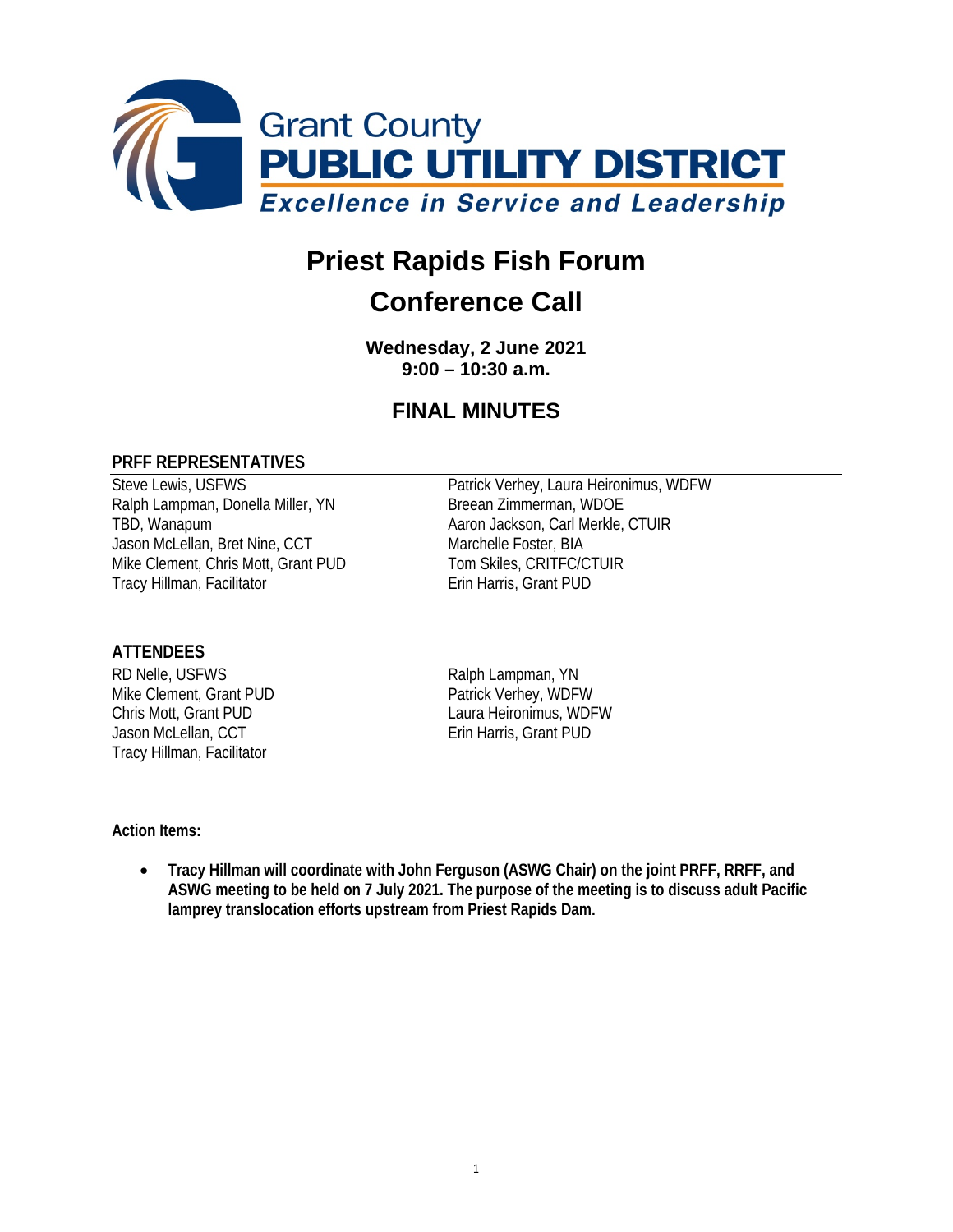Grant County
PUBLIC UTILITY DISTRICT
*Excellence in Service and Leadership*

# Priest Rapids Fish Forum
# Conference Call

**Wednesday, 2 June 2021**
**9:00 – 10:30 a.m.**

## FINAL MINUTES

### PRFF REPRESENTATIVES

Steve Lewis, USFWS
Ralph Lampman, Donella Miller, YN
TBD, Wanapum
Jason McLellan, Bret Nine, CCT
Mike Clement, Chris Mott, Grant PUD
Tracy Hillman, Facilitator
Patrick Verhey, Laura Heironimus, WDFW
Breean Zimmerman, WDOE
Aaron Jackson, Carl Merkle, CTUIR
Marchelle Foster, BIA
Tom Skiles, CRITFC/CTUIR
Erin Harris, Grant PUD

### ATTENDEES

RD Nelle, USFWS
Mike Clement, Grant PUD
Chris Mott, Grant PUD
Jason McLellan, CCT
Tracy Hillman, Facilitator
Ralph Lampman, YN
Patrick Verhey, WDFW
Laura Heironimus, WDFW
Erin Harris, Grant PUD

**Action Items:**

- **Tracy Hillman will coordinate with John Ferguson (ASWG Chair) on the joint PRFF, RRFF, and ASWG meeting to be held on 7 July 2021. The purpose of the meeting is to discuss adult Pacific lamprey translocation efforts upstream from Priest Rapids Dam.**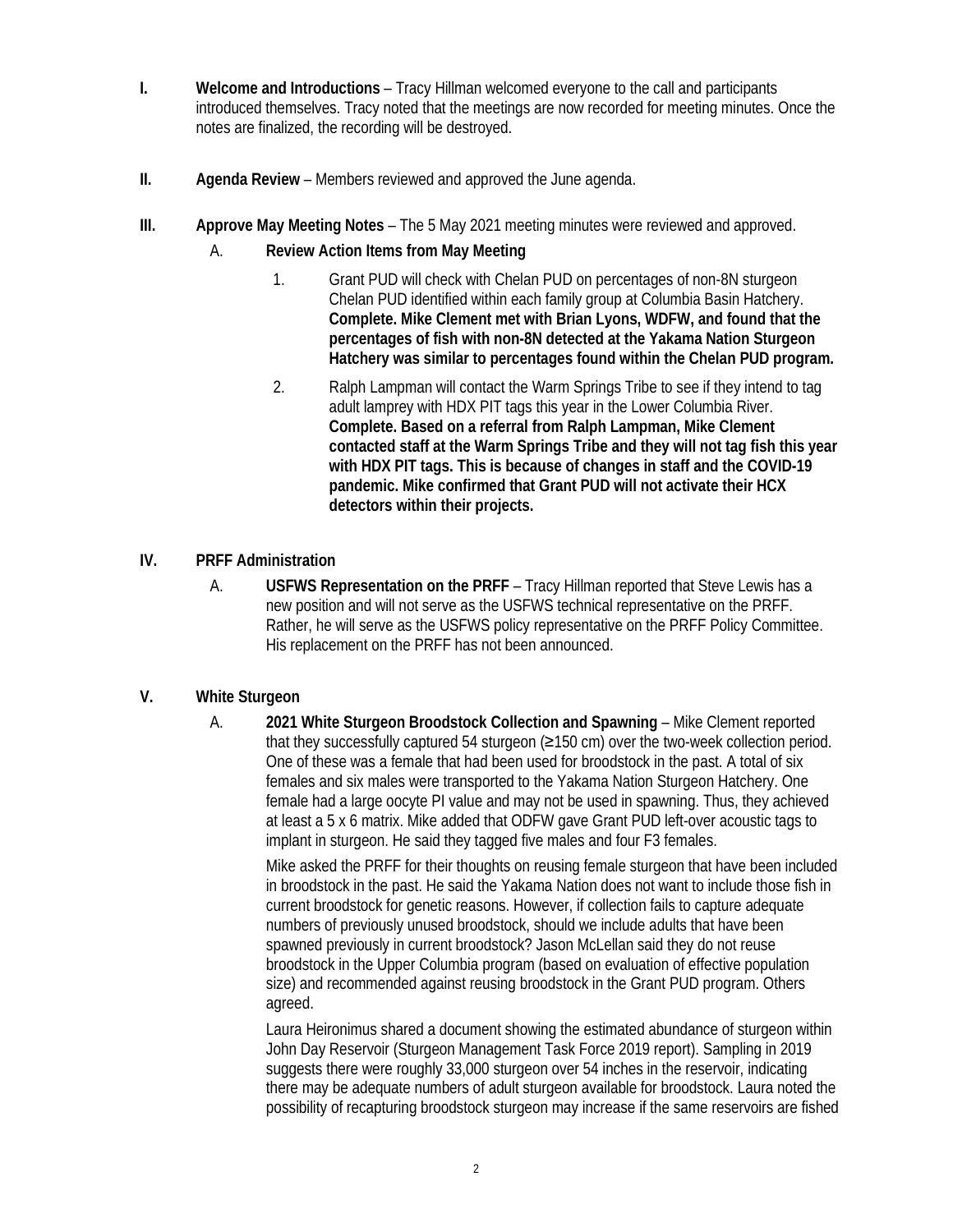**I. Welcome and Introductions** – Tracy Hillman welcomed everyone to the call and participants introduced themselves. Tracy noted that the meetings are now recorded for meeting minutes. Once the notes are finalized, the recording will be destroyed.

**II. Agenda Review** – Members reviewed and approved the June agenda.

**III. Approve May Meeting Notes** – The 5 May 2021 meeting minutes were reviewed and approved.

A. **Review Action Items from May Meeting**

1. Grant PUD will check with Chelan PUD on percentages of non-8N sturgeon Chelan PUD identified within each family group at Columbia Basin Hatchery. **Complete. Mike Clement met with Brian Lyons, WDFW, and found that the percentages of fish with non-8N detected at the Yakama Nation Sturgeon Hatchery was similar to percentages found within the Chelan PUD program.**

2. Ralph Lampman will contact the Warm Springs Tribe to see if they intend to tag adult lamprey with HDX PIT tags this year in the Lower Columbia River. **Complete. Based on a referral from Ralph Lampman, Mike Clement contacted staff at the Warm Springs Tribe and they will not tag fish this year with HDX PIT tags. This is because of changes in staff and the COVID-19 pandemic. Mike confirmed that Grant PUD will not activate their HCX detectors within their projects.**

**IV. PRFF Administration**

A. **USFWS Representation on the PRFF** – Tracy Hillman reported that Steve Lewis has a new position and will not serve as the USFWS technical representative on the PRFF. Rather, he will serve as the USFWS policy representative on the PRFF Policy Committee. His replacement on the PRFF has not been announced.

**V. White Sturgeon**

A. **2021 White Sturgeon Broodstock Collection and Spawning** – Mike Clement reported that they successfully captured 54 sturgeon (≥150 cm) over the two-week collection period. One of these was a female that had been used for broodstock in the past. A total of six females and six males were transported to the Yakama Nation Sturgeon Hatchery. One female had a large oocyte PI value and may not be used in spawning. Thus, they achieved at least a 5 x 6 matrix. Mike added that ODFW gave Grant PUD left-over acoustic tags to implant in sturgeon. He said they tagged five males and four F3 females.

Mike asked the PRFF for their thoughts on reusing female sturgeon that have been included in broodstock in the past. He said the Yakama Nation does not want to include those fish in current broodstock for genetic reasons. However, if collection fails to capture adequate numbers of previously unused broodstock, should we include adults that have been spawned previously in current broodstock? Jason McLellan said they do not reuse broodstock in the Upper Columbia program (based on evaluation of effective population size) and recommended against reusing broodstock in the Grant PUD program. Others agreed.

Laura Heironimus shared a document showing the estimated abundance of sturgeon within John Day Reservoir (Sturgeon Management Task Force 2019 report). Sampling in 2019 suggests there were roughly 33,000 sturgeon over 54 inches in the reservoir, indicating there may be adequate numbers of adult sturgeon available for broodstock. Laura noted the possibility of recapturing broodstock sturgeon may increase if the same reservoirs are fished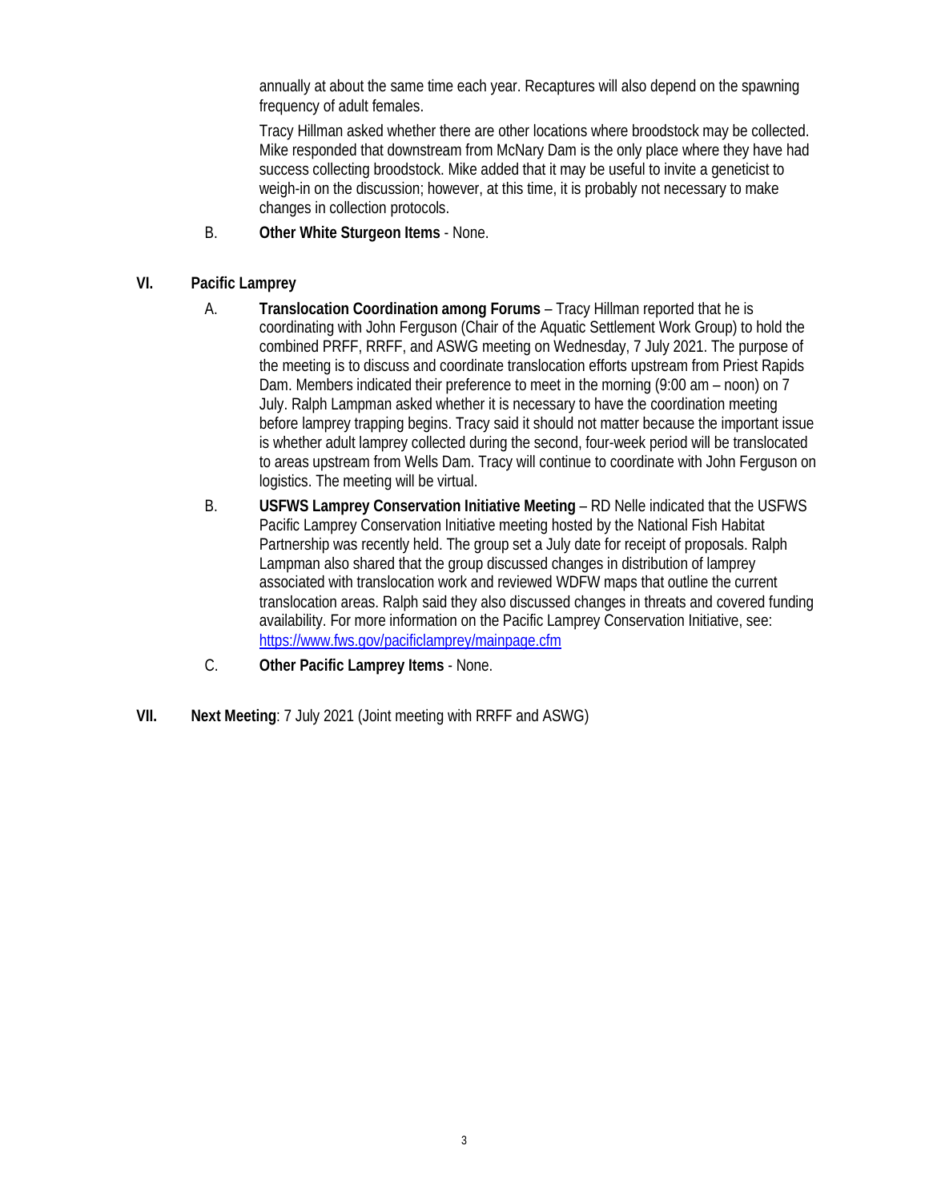annually at about the same time each year. Recaptures will also depend on the spawning frequency of adult females.

Tracy Hillman asked whether there are other locations where broodstock may be collected. Mike responded that downstream from McNary Dam is the only place where they have had success collecting broodstock. Mike added that it may be useful to invite a geneticist to weigh-in on the discussion; however, at this time, it is probably not necessary to make changes in collection protocols.

B. **Other White Sturgeon Items** - None.

## VI. Pacific Lamprey

A. **Translocation Coordination among Forums** – Tracy Hillman reported that he is coordinating with John Ferguson (Chair of the Aquatic Settlement Work Group) to hold the combined PRFF, RRFF, and ASWG meeting on Wednesday, 7 July 2021. The purpose of the meeting is to discuss and coordinate translocation efforts upstream from Priest Rapids Dam. Members indicated their preference to meet in the morning (9:00 am – noon) on 7 July. Ralph Lampman asked whether it is necessary to have the coordination meeting before lamprey trapping begins. Tracy said it should not matter because the important issue is whether adult lamprey collected during the second, four-week period will be translocated to areas upstream from Wells Dam. Tracy will continue to coordinate with John Ferguson on logistics. The meeting will be virtual.

B. **USFWS Lamprey Conservation Initiative Meeting** – RD Nelle indicated that the USFWS Pacific Lamprey Conservation Initiative meeting hosted by the National Fish Habitat Partnership was recently held. The group set a July date for receipt of proposals. Ralph Lampman also shared that the group discussed changes in distribution of lamprey associated with translocation work and reviewed WDFW maps that outline the current translocation areas. Ralph said they also discussed changes in threats and covered funding availability. For more information on the Pacific Lamprey Conservation Initiative, see: https://www.fws.gov/pacificlamprey/mainpage.cfm

C. **Other Pacific Lamprey Items** - None.

## VII. Next Meeting: 7 July 2021 (Joint meeting with RRFF and ASWG)